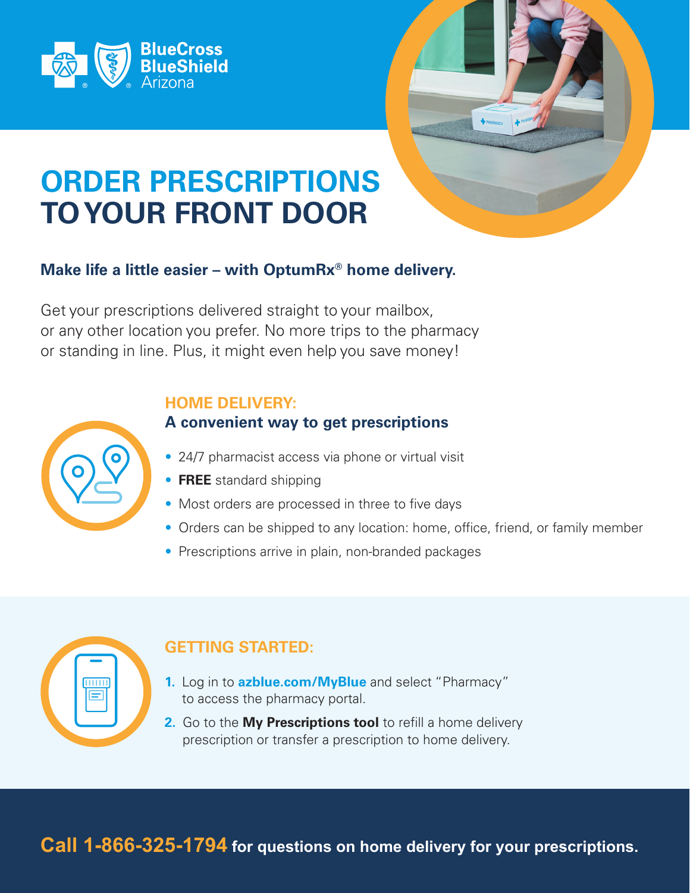BlueCross BlueShield Arizona

# ORDER PRESCRIPTIONS TO YOUR FRONT DOOR

**Make life a little easier – with OptumRx® home delivery.**

Get your prescriptions delivered straight to your mailbox, or any other location you prefer. No more trips to the pharmacy or standing in line. Plus, it might even help you save money!

## HOME DELIVERY:
### A convenient way to get prescriptions

- 24/7 pharmacist access via phone or virtual visit
- **FREE** standard shipping
- Most orders are processed in three to five days
- Orders can be shipped to any location: home, office, friend, or family member
- Prescriptions arrive in plain, non-branded packages

## GETTING STARTED:

1. Log in to **azblue.com/MyBlue** and select "Pharmacy" to access the pharmacy portal.
2. Go to the **My Prescriptions tool** to refill a home delivery prescription or transfer a prescription to home delivery.

**Call 1-866-325-1794 for questions on home delivery for your prescriptions.**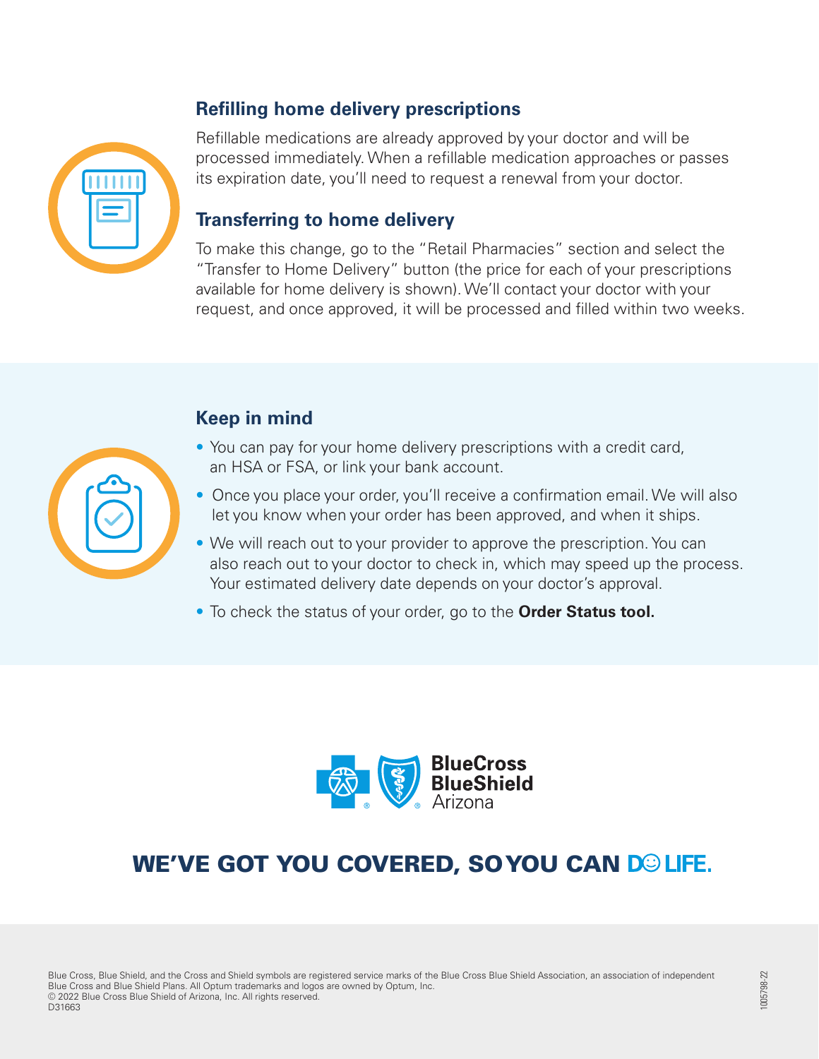## Refilling home delivery prescriptions

Refillable medications are already approved by your doctor and will be processed immediately. When a refillable medication approaches or passes its expiration date, you'll need to request a renewal from your doctor.

## Transferring to home delivery

To make this change, go to the "Retail Pharmacies" section and select the "Transfer to Home Delivery" button (the price for each of your prescriptions available for home delivery is shown). We'll contact your doctor with your request, and once approved, it will be processed and filled within two weeks.

## Keep in mind

- You can pay for your home delivery prescriptions with a credit card, an HSA or FSA, or link your bank account.
- Once you place your order, you'll receive a confirmation email. We will also let you know when your order has been approved, and when it ships.
- We will reach out to your provider to approve the prescription. You can also reach out to your doctor to check in, which may speed up the process. Your estimated delivery date depends on your doctor's approval.
- To check the status of your order, go to the **Order Status tool.**

BlueCross BlueShield Arizona

**WE'VE GOT YOU COVERED, SO YOU CAN DO LIFE.**

Blue Cross, Blue Shield, and the Cross and Shield symbols are registered service marks of the Blue Cross Blue Shield Association, an association of independent Blue Cross and Blue Shield Plans. All Optum trademarks and logos are owned by Optum, Inc.
© 2022 Blue Cross Blue Shield of Arizona, Inc. All rights reserved.
D31663

1005798-22